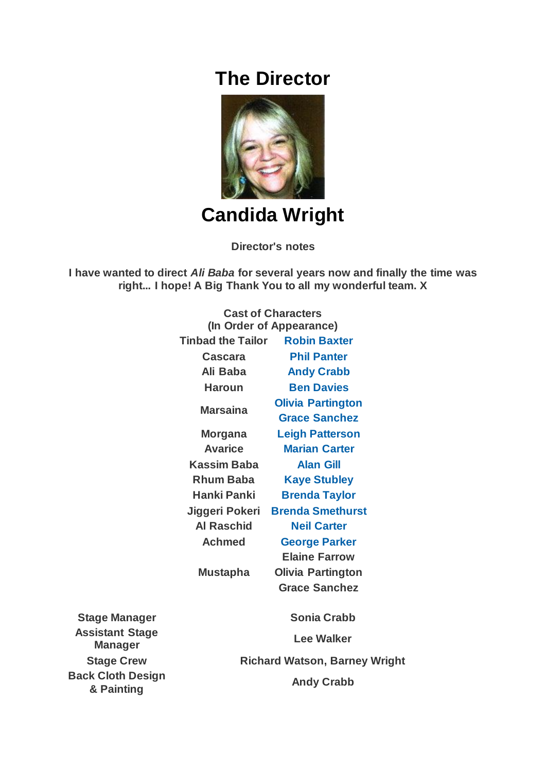# The Director

## Candida Wright

**Director's notes**

**I have wanted to direct *Ali Baba* for several years now and finally the time was right... I hope! A Big Thank You to all my wonderful team. X**

**Cast of Characters**
**(In Order of Appearance)**

| Character | Cast |
|---|---|
| Tinbad the Tailor | Robin Baxter |
| Cascara | Phil Panter |
| Ali Baba | Andy Crabb |
| Haroun | Ben Davies |
| Marsaina | Olivia Partington<br>Grace Sanchez |
| Morgana | Leigh Patterson |
| Avarice | Marian Carter |
| Kassim Baba | Alan Gill |
| Rhum Baba | Kaye Stubley |
| Hanki Panki | Brenda Taylor |
| Jiggeri Pokeri | Brenda Smethurst |
| Al Raschid | Neil Carter |
| Achmed | George Parker |
| | Elaine Farrow |
| Mustapha | Olivia Partington<br>Grace Sanchez |

| Role | Name |
|---|---|
| Stage Manager | Sonia Crabb |
| Assistant Stage Manager | Lee Walker |
| Stage Crew | Richard Watson, Barney Wright |
| Back Cloth Design & Painting | Andy Crabb |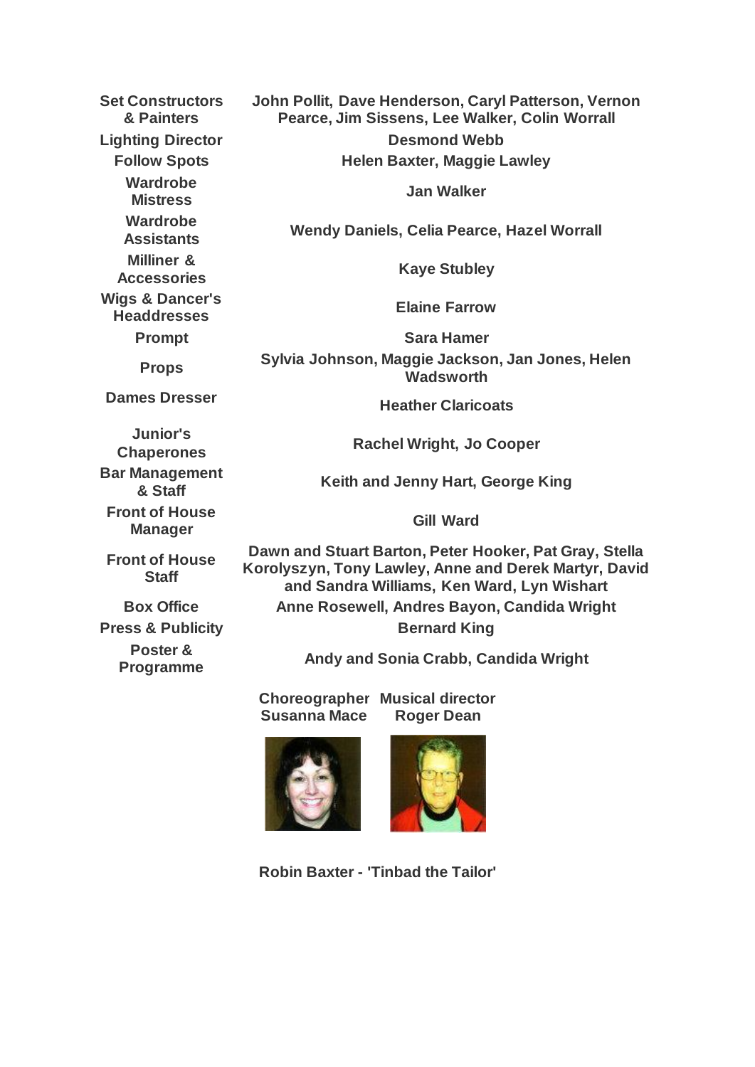| | |
|---|---|
| **Set Constructors & Painters** | **John Pollit, Dave Henderson, Caryl Patterson, Vernon Pearce, Jim Sissens, Lee Walker, Colin Worrall** |
| **Lighting Director** | **Desmond Webb** |
| **Follow Spots** | **Helen Baxter, Maggie Lawley** |
| **Wardrobe Mistress** | **Jan Walker** |
| **Wardrobe Assistants** | **Wendy Daniels, Celia Pearce, Hazel Worrall** |
| **Milliner & Accessories** | **Kaye Stubley** |
| **Wigs & Dancer's Headdresses** | **Elaine Farrow** |
| **Prompt** | **Sara Hamer** |
| **Props** | **Sylvia Johnson, Maggie Jackson, Jan Jones, Helen Wadsworth** |
| **Dames Dresser** | **Heather Claricoats** |
| **Junior's Chaperones** | **Rachel Wright, Jo Cooper** |
| **Bar Management & Staff** | **Keith and Jenny Hart, George King** |
| **Front of House Manager** | **Gill Ward** |
| **Front of House Staff** | **Dawn and Stuart Barton, Peter Hooker, Pat Gray, Stella Korolyszyn, Tony Lawley, Anne and Derek Martyr, David and Sandra Williams, Ken Ward, Lyn Wishart** |
| **Box Office** | **Anne Rosewell, Andres Bayon, Candida Wright** |
| **Press & Publicity** | **Bernard King** |
| **Poster & Programme** | **Andy and Sonia Crabb, Candida Wright** |

**Choreographer**
**Susanna Mace**

**Musical director**
**Roger Dean**

**Robin Baxter - 'Tinbad the Tailor'**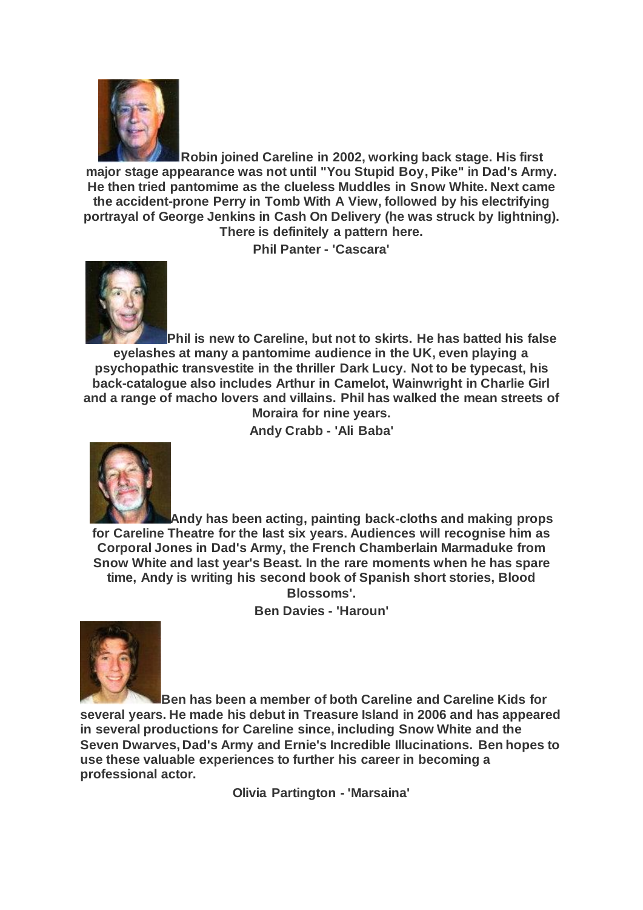**Robin joined Careline in 2002, working back stage. His first major stage appearance was not until "You Stupid Boy, Pike" in Dad's Army. He then tried pantomime as the clueless Muddles in Snow White. Next came the accident-prone Perry in Tomb With A View, followed by his electrifying portrayal of George Jenkins in Cash On Delivery (he was struck by lightning). There is definitely a pattern here.**

**Phil Panter - 'Cascara'**

**Phil is new to Careline, but not to skirts. He has batted his false eyelashes at many a pantomime audience in the UK, even playing a psychopathic transvestite in the thriller Dark Lucy. Not to be typecast, his back-catalogue also includes Arthur in Camelot, Wainwright in Charlie Girl and a range of macho lovers and villains. Phil has walked the mean streets of Moraira for nine years.**

**Andy Crabb - 'Ali Baba'**

**Andy has been acting, painting back-cloths and making props for Careline Theatre for the last six years. Audiences will recognise him as Corporal Jones in Dad's Army, the French Chamberlain Marmaduke from Snow White and last year's Beast. In the rare moments when he has spare time, Andy is writing his second book of Spanish short stories, Blood Blossoms'.**

**Ben Davies - 'Haroun'**

**Ben has been a member of both Careline and Careline Kids for several years. He made his debut in Treasure Island in 2006 and has appeared in several productions for Careline since, including Snow White and the Seven Dwarves, Dad's Army and Ernie's Incredible Illucinations. Ben hopes to use these valuable experiences to further his career in becoming a professional actor.**

**Olivia Partington - 'Marsaina'**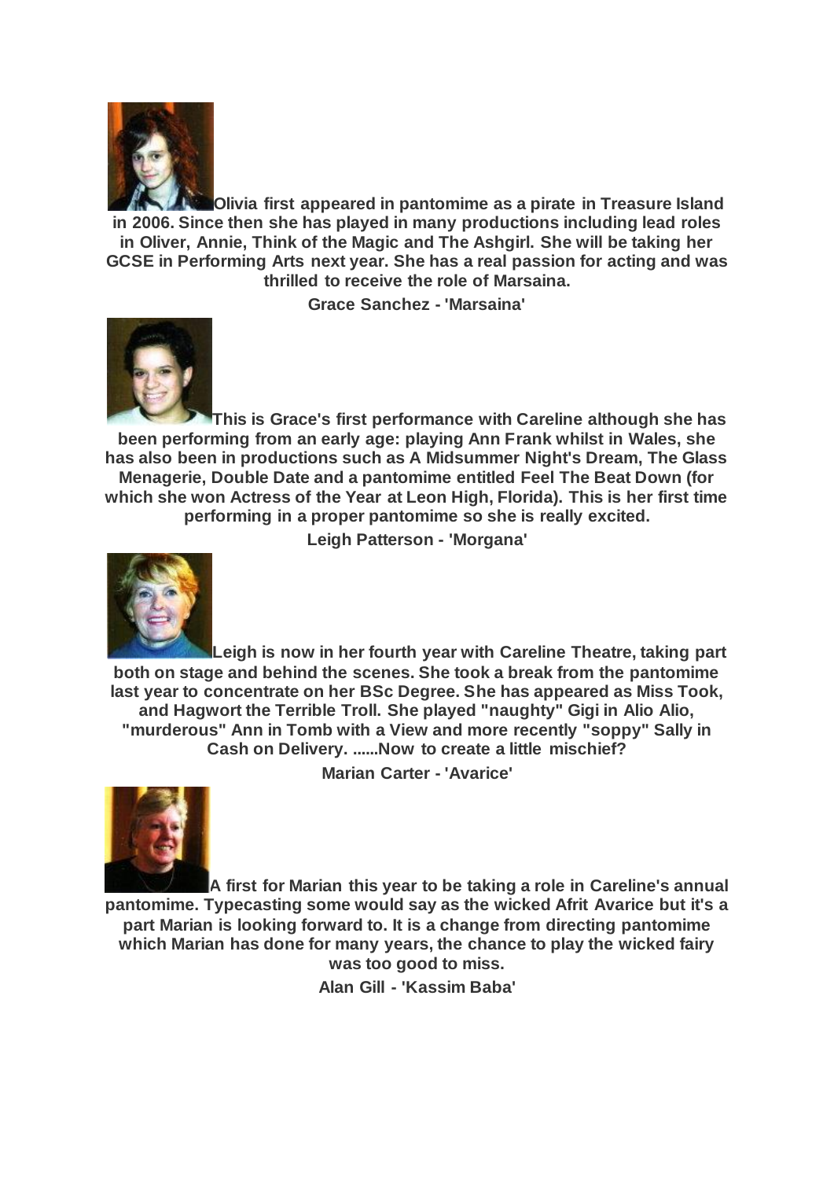**Olivia first appeared in pantomime as a pirate in Treasure Island in 2006. Since then she has played in many productions including lead roles in Oliver, Annie, Think of the Magic and The Ashgirl. She will be taking her GCSE in Performing Arts next year. She has a real passion for acting and was thrilled to receive the role of Marsaina.**

**Grace Sanchez - 'Marsaina'**

**This is Grace's first performance with Careline although she has been performing from an early age: playing Ann Frank whilst in Wales, she has also been in productions such as A Midsummer Night's Dream, The Glass Menagerie, Double Date and a pantomime entitled Feel The Beat Down (for which she won Actress of the Year at Leon High, Florida). This is her first time performing in a proper pantomime so she is really excited.**

**Leigh Patterson - 'Morgana'**

**Leigh is now in her fourth year with Careline Theatre, taking part both on stage and behind the scenes. She took a break from the pantomime last year to concentrate on her BSc Degree. She has appeared as Miss Took, and Hagwort the Terrible Troll. She played "naughty" Gigi in Alio Alio, "murderous" Ann in Tomb with a View and more recently "soppy" Sally in Cash on Delivery. ......Now to create a little mischief?**

**Marian Carter - 'Avarice'**

**A first for Marian this year to be taking a role in Careline's annual pantomime. Typecasting some would say as the wicked Afrit Avarice but it's a part Marian is looking forward to. It is a change from directing pantomime which Marian has done for many years, the chance to play the wicked fairy was too good to miss.**

**Alan Gill - 'Kassim Baba'**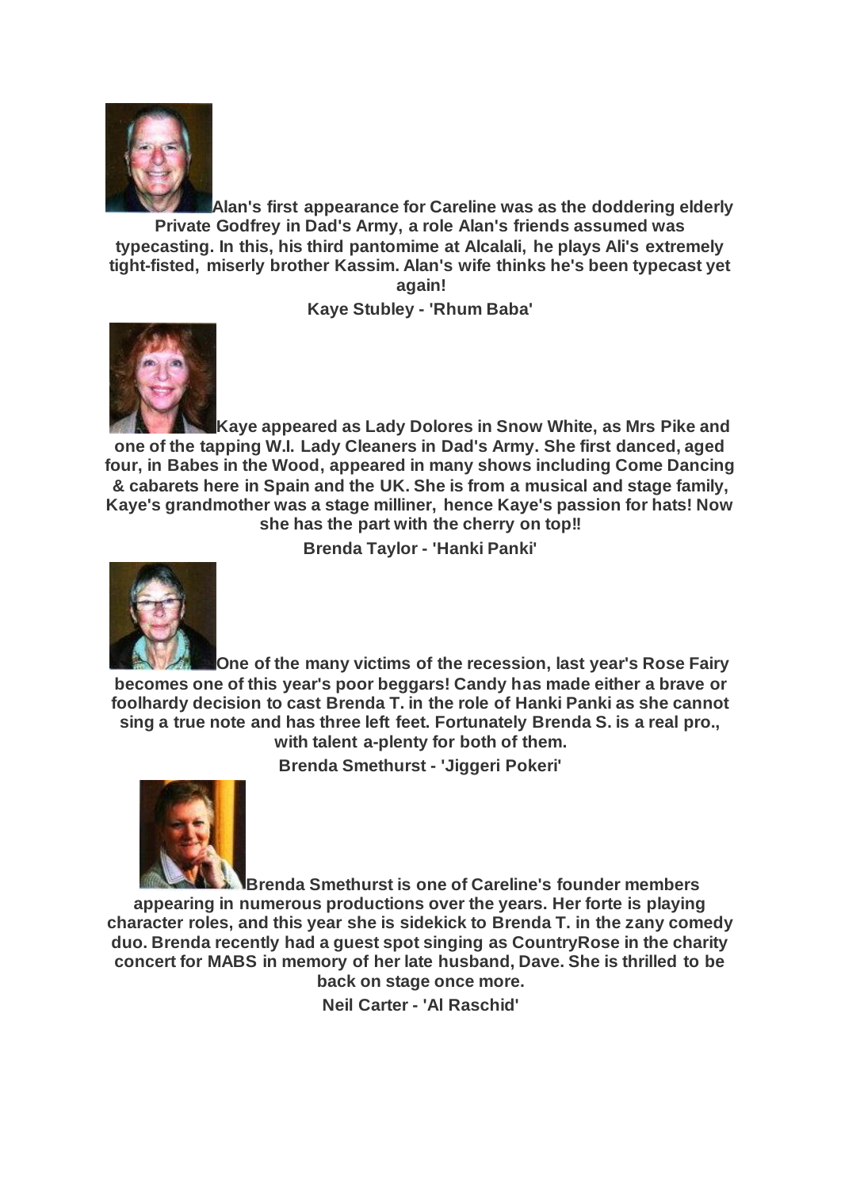**Alan's first appearance for Careline was as the doddering elderly Private Godfrey in Dad's Army, a role Alan's friends assumed was typecasting. In this, his third pantomime at Alcalali, he plays Ali's extremely tight-fisted, miserly brother Kassim. Alan's wife thinks he's been typecast yet again!**

**Kaye Stubley - 'Rhum Baba'**

**Kaye appeared as Lady Dolores in Snow White, as Mrs Pike and one of the tapping W.I. Lady Cleaners in Dad's Army. She first danced, aged four, in Babes in the Wood, appeared in many shows including Come Dancing & cabarets here in Spain and the UK. She is from a musical and stage family, Kaye's grandmother was a stage milliner, hence Kaye's passion for hats! Now she has the part with the cherry on top!!**

**Brenda Taylor - 'Hanki Panki'**

**One of the many victims of the recession, last year's Rose Fairy becomes one of this year's poor beggars! Candy has made either a brave or foolhardy decision to cast Brenda T. in the role of Hanki Panki as she cannot sing a true note and has three left feet. Fortunately Brenda S. is a real pro., with talent a-plenty for both of them.**

**Brenda Smethurst - 'Jiggeri Pokeri'**

**Brenda Smethurst is one of Careline's founder members appearing in numerous productions over the years. Her forte is playing character roles, and this year she is sidekick to Brenda T. in the zany comedy duo. Brenda recently had a guest spot singing as CountryRose in the charity concert for MABS in memory of her late husband, Dave. She is thrilled to be back on stage once more.**

**Neil Carter - 'Al Raschid'**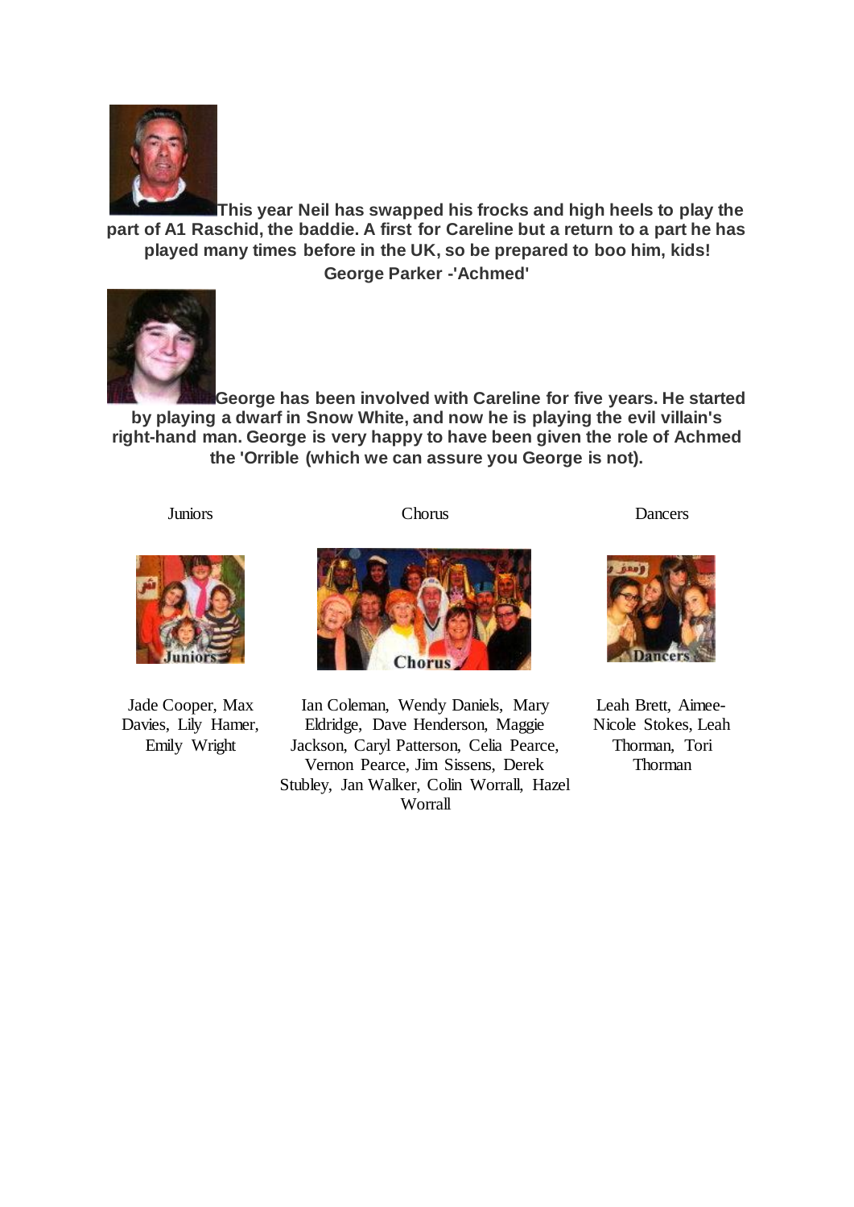**This year Neil has swapped his frocks and high heels to play the part of A1 Raschid, the baddie. A first for Careline but a return to a part he has played many times before in the UK, so be prepared to boo him, kids!**

**George Parker -'Achmed'**

**George has been involved with Careline for five years. He started by playing a dwarf in Snow White, and now he is playing the evil villain's right-hand man. George is very happy to have been given the role of Achmed the 'Orrible (which we can assure you George is not).**

Juniors

Jade Cooper, Max Davies, Lily Hamer, Emily Wright

Chorus

Ian Coleman, Wendy Daniels, Mary Eldridge, Dave Henderson, Maggie Jackson, Caryl Patterson, Celia Pearce, Vernon Pearce, Jim Sissens, Derek Stubley, Jan Walker, Colin Worrall, Hazel Worrall

Dancers

Leah Brett, Aimee-Nicole Stokes, Leah Thorman, Tori Thorman